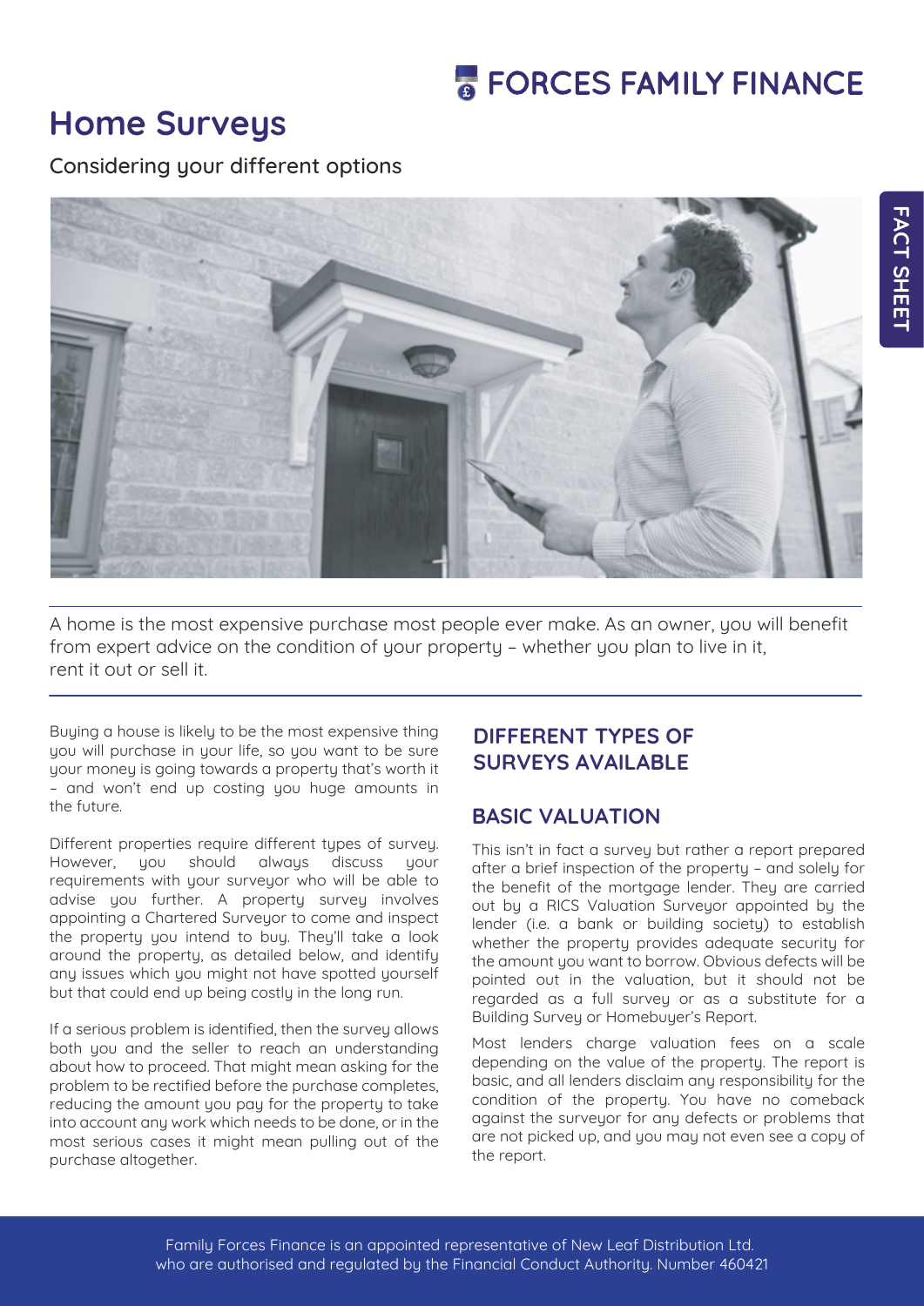# Home Surveys

Considering your different options

A home is the most expensive purchase most people ever make. As an owner, you will benefit from expert advice on the condition of your property – whether you plan to live in it, rent it out or sell it.

Buying a house is likely to be the most expensive thing you will purchase in your life, so you want to be sure your money is going towards a property that's worth it – and won't end up costing you huge amounts in the future.

Different properties require different types of survey. However, you should always discuss your requirements with your surveyor who will be able to advise you further. A property survey involves appointing a Chartered Surveyor to come and inspect the property you intend to buy. They'll take a look around the property, as detailed below, and identify any issues which you might not have spotted yourself but that could end up being costly in the long run.

If a serious problem is identified, then the survey allows both you and the seller to reach an understanding about how to proceed. That might mean asking for the problem to be rectified before the purchase completes, reducing the amount you pay for the property to take into account any work which needs to be done, or in the most serious cases it might mean pulling out of the purchase altogether.

## DIFFERENT TYPES OF SURVEYS AVAILABLE

### BASIC VALUATION

This isn't in fact a survey but rather a report prepared after a brief inspection of the property – and solely for the benefit of the mortgage lender. They are carried out by a RICS Valuation Surveyor appointed by the lender (i.e. a bank or building society) to establish whether the property provides adequate security for the amount you want to borrow. Obvious defects will be pointed out in the valuation, but it should not be regarded as a full survey or as a substitute for a Building Survey or Homebuyer's Report.

Most lenders charge valuation fees on a scale depending on the value of the property. The report is basic, and all lenders disclaim any responsibility for the condition of the property. You have no comeback against the surveyor for any defects or problems that are not picked up, and you may not even see a copy of the report.

Family Forces Finance is an appointed representative of New Leaf Distribution Ltd. who are authorised and regulated by the Financial Conduct Authority. Number 460421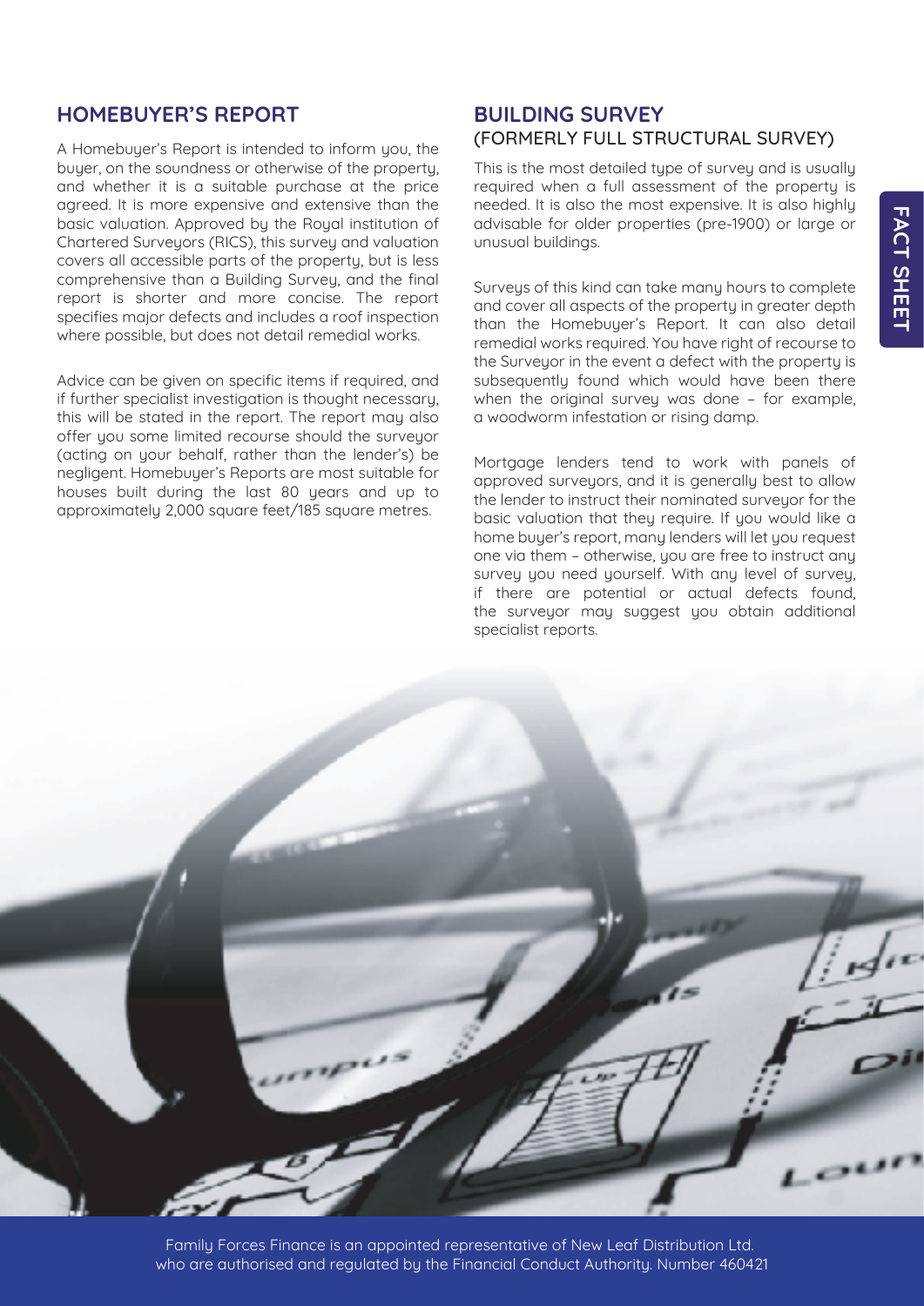## HOMEBUYER'S REPORT

A Homebuyer's Report is intended to inform you, the buyer, on the soundness or otherwise of the property, and whether it is a suitable purchase at the price agreed. It is more expensive and extensive than the basic valuation. Approved by the Royal institution of Chartered Surveyors (RICS), this survey and valuation covers all accessible parts of the property, but is less comprehensive than a Building Survey, and the final report is shorter and more concise. The report specifies major defects and includes a roof inspection where possible, but does not detail remedial works.

Advice can be given on specific items if required, and if further specialist investigation is thought necessary, this will be stated in the report. The report may also offer you some limited recourse should the surveyor (acting on your behalf, rather than the lender's) be negligent. Homebuyer's Reports are most suitable for houses built during the last 80 years and up to approximately 2,000 square feet/185 square metres.

## BUILDING SURVEY
### (FORMERLY FULL STRUCTURAL SURVEY)

This is the most detailed type of survey and is usually required when a full assessment of the property is needed. It is also the most expensive. It is also highly advisable for older properties (pre-1900) or large or unusual buildings.

Surveys of this kind can take many hours to complete and cover all aspects of the property in greater depth than the Homebuyer's Report. It can also detail remedial works required. You have right of recourse to the Surveyor in the event a defect with the property is subsequently found which would have been there when the original survey was done – for example, a woodworm infestation or rising damp.

Mortgage lenders tend to work with panels of approved surveyors, and it is generally best to allow the lender to instruct their nominated surveyor for the basic valuation that they require. If you would like a home buyer's report, many lenders will let you request one via them – otherwise, you are free to instruct any survey you need yourself. With any level of survey, if there are potential or actual defects found, the surveyor may suggest you obtain additional specialist reports.

Family Forces Finance is an appointed representative of New Leaf Distribution Ltd. who are authorised and regulated by the Financial Conduct Authority. Number 460421